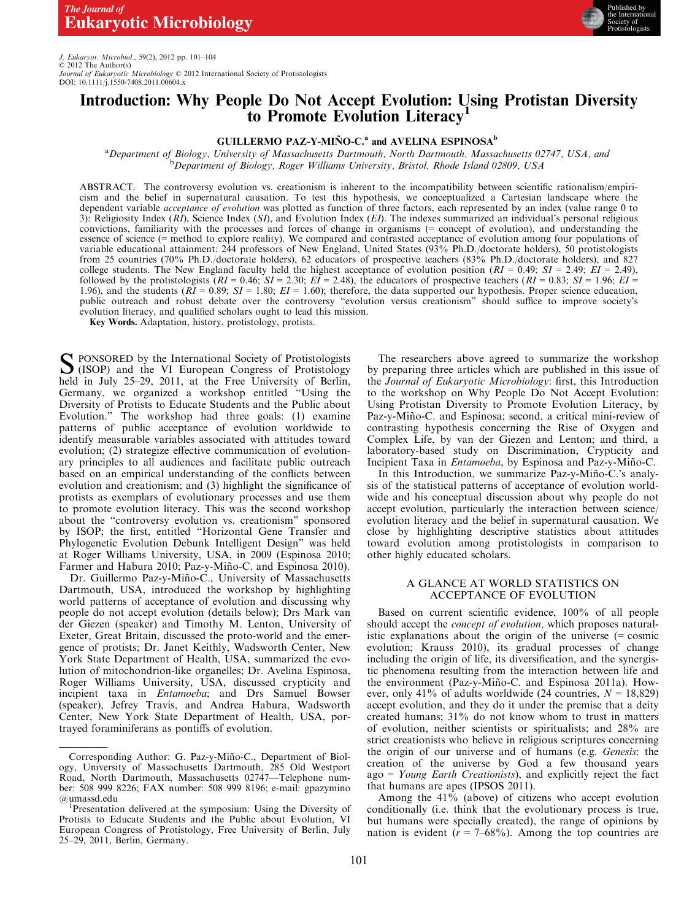# Introduction: Why People Do Not Accept Evolution: Using Protistan Diversity to Promote Evolution Literacy[1]

GUILLERMO PAZ-Y-MIÑO-C.[a] and AVELINA ESPINOSA[b]

[a]*Department of Biology, University of Massachusetts Dartmouth, North Dartmouth, Massachusetts 02747, USA, and*
[b]*Department of Biology, Roger Williams University, Bristol, Rhode Island 02809, USA*

ABSTRACT. The controversy evolution vs. creationism is inherent to the incompatibility between scientific rationalism/empiricism and the belief in supernatural causation. To test this hypothesis, we conceptualized a Cartesian landscape where the dependent variable *acceptance of evolution* was plotted as function of three factors, each represented by an index (value range 0 to 3): Religiosity Index (*RI*), Science Index (*SI*), and Evolution Index (*EI*). The indexes summarized an individual's personal religious convictions, familiarity with the processes and forces of change in organisms (= concept of evolution), and understanding the essence of science (= method to explore reality). We compared and contrasted acceptance of evolution among four populations of variable educational attainment: 244 professors of New England, United States (93% Ph.D./doctorate holders), 50 protistologists from 25 countries (70% Ph.D./doctorate holders), 62 educators of prospective teachers (83% Ph.D./doctorate holders), and 827 college students. The New England faculty held the highest acceptance of evolution position ($RI = 0.49$; $SI = 2.49$; $EI = 2.49$), followed by the protistologists ($RI = 0.46$; $SI = 2.30$; $EI = 2.48$), the educators of prospective teachers ($RI = 0.83$; $SI = 1.96$; $EI = 1.96$), and the students ($RI = 0.89$; $SI = 1.80$; $EI = 1.60$); therefore, the data supported our hypothesis. Proper science education, public outreach and robust debate over the controversy "evolution versus creationism" should suffice to improve society's evolution literacy, and qualified scholars ought to lead this mission.

**Key Words.** Adaptation, history, protistology, protists.

SPONSORED by the International Society of Protistologists (ISOP) and the VI European Congress of Protistology held in July 25–29, 2011, at the Free University of Berlin, Germany, we organized a workshop entitled "Using the Diversity of Protists to Educate Students and the Public about Evolution." The workshop had three goals: (1) examine patterns of public acceptance of evolution worldwide to identify measurable variables associated with attitudes toward evolution; (2) strategize effective communication of evolutionary principles to all audiences and facilitate public outreach based on an empirical understanding of the conflicts between evolution and creationism; and (3) highlight the significance of protists as exemplars of evolutionary processes and use them to promote evolution literacy. This was the second workshop about the "controversy evolution vs. creationism" sponsored by ISOP; the first, entitled "Horizontal Gene Transfer and Phylogenetic Evolution Debunk Intelligent Design" was held at Roger Williams University, USA, in 2009 (Espinosa 2010; Farmer and Habura 2010; Paz-y-Miño-C. and Espinosa 2010).

Dr. Guillermo Paz-y-Miño-C., University of Massachusetts Dartmouth, USA, introduced the workshop by highlighting world patterns of acceptance of evolution and discussing why people do not accept evolution (details below); Drs Mark van der Giezen (speaker) and Timothy M. Lenton, University of Exeter, Great Britain, discussed the proto-world and the emergence of protists; Dr. Janet Keithly, Wadsworth Center, New York State Department of Health, USA, summarized the evolution of mitochondrion-like organelles; Dr. Avelina Espinosa, Roger Williams University, USA, discussed crypticity and incipient taxa in *Entamoeba*; and Drs Samuel Bowser (speaker), Jefrey Travis, and Andrea Habura, Wadsworth Center, New York State Department of Health, USA, portrayed foraminiferans as pontiffs of evolution.

The researchers above agreed to summarize the workshop by preparing three articles which are published in this issue of the *Journal of Eukaryotic Microbiology*: first, this Introduction to the workshop on Why People Do Not Accept Evolution: Using Protistan Diversity to Promote Evolution Literacy, by Paz-y-Miño-C. and Espinosa; second, a critical mini-review of contrasting hypothesis concerning the Rise of Oxygen and Complex Life, by van der Giezen and Lenton; and third, a laboratory-based study on Discrimination, Crypticity and Incipient Taxa in *Entamoeba*, by Espinosa and Paz-y-Miño-C.

In this Introduction, we summarize Paz-y-Miño-C.'s analysis of the statistical patterns of acceptance of evolution worldwide and his conceptual discussion about why people do not accept evolution, particularly the interaction between science/evolution literacy and the belief in supernatural causation. We close by highlighting descriptive statistics about attitudes toward evolution among protistologists in comparison to other highly educated scholars.

## A GLANCE AT WORLD STATISTICS ON ACCEPTANCE OF EVOLUTION

Based on current scientific evidence, 100% of all people should accept the *concept of evolution*, which proposes naturalistic explanations about the origin of the universe (= cosmic evolution; Krauss 2010), its gradual processes of change including the origin of life, its diversification, and the synergistic phenomena resulting from the interaction between life and the environment (Paz-y-Miño-C. and Espinosa 2011a). However, only 41% of adults worldwide (24 countries, $N = 18{,}829$) accept evolution, and they do it under the premise that a deity created humans; 31% do not know whom to trust in matters of evolution, neither scientists or spiritualists; and 28% are strict creationists who believe in religious scriptures concerning the origin of our universe and of humans (e.g. *Genesis*: the creation of the universe by God a few thousand years ago = *Young Earth Creationists*), and explicitly reject the fact that humans are apes (IPSOS 2011).

Among the 41% (above) of citizens who accept evolution conditionally (i.e. think that the evolutionary process is true, but humans were specially created), the range of opinions by nation is evident ($r = 7$–$68\%$). Among the top countries are

---

Corresponding Author: G. Paz-y-Miño-C., Department of Biology, University of Massachusetts Dartmouth, 285 Old Westport Road, North Dartmouth, Massachusetts 02747—Telephone number: 508 999 8226; FAX number: 508 999 8196; e-mail: gpazymino@umassd.edu

[1]Presentation delivered at the symposium: Using the Diversity of Protists to Educate Students and the Public about Evolution, VI European Congress of Protistology, Free University of Berlin, July 25–29, 2011, Berlin, Germany.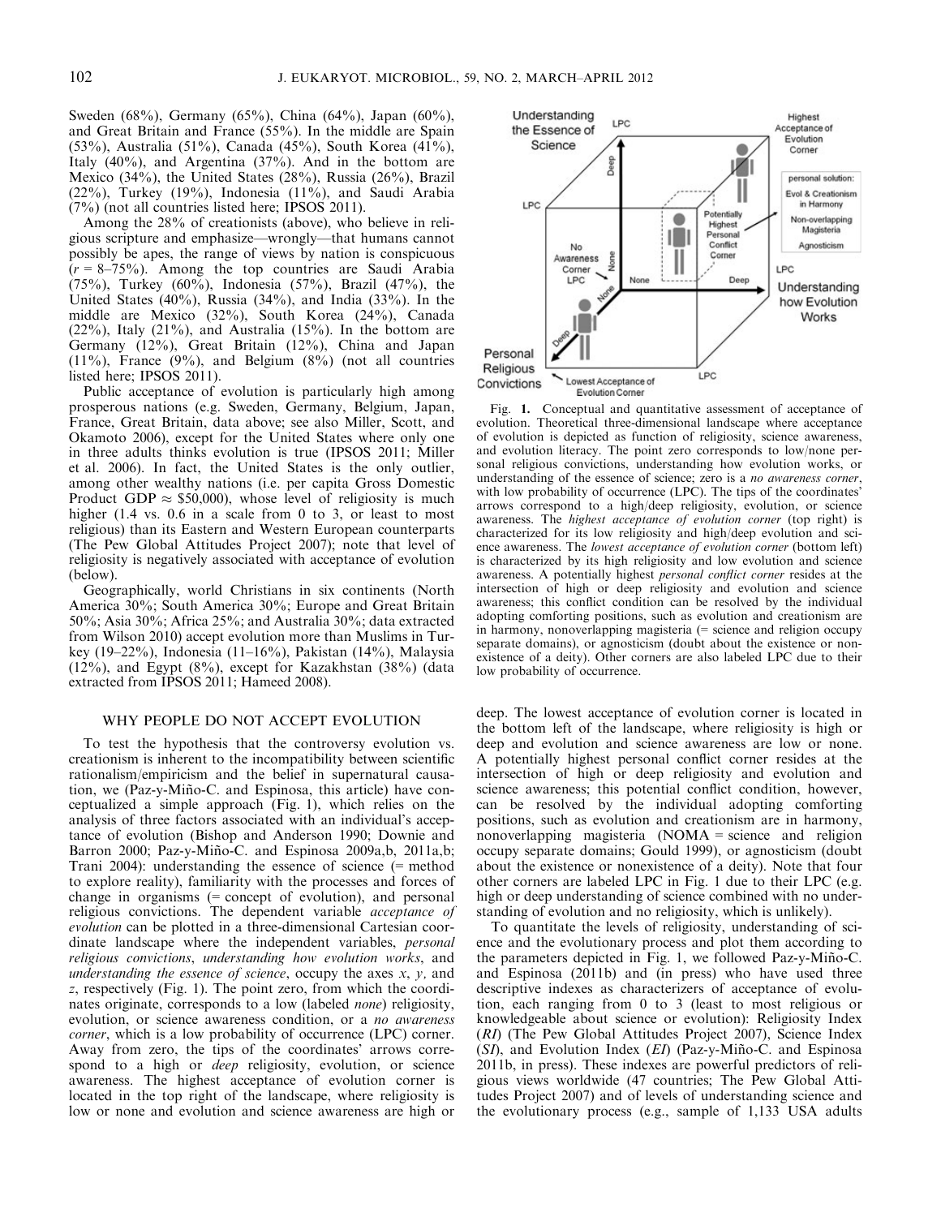Sweden (68%), Germany (65%), China (64%), Japan (60%), and Great Britain and France (55%). In the middle are Spain (53%), Australia (51%), Canada (45%), South Korea (41%), Italy (40%), and Argentina (37%). And in the bottom are Mexico (34%), the United States (28%), Russia (26%), Brazil (22%), Turkey (19%), Indonesia (11%), and Saudi Arabia (7%) (not all countries listed here; IPSOS 2011).

Among the 28% of creationists (above), who believe in religious scripture and emphasize—wrongly—that humans cannot possibly be apes, the range of views by nation is conspicuous ($r$ = 8–75%). Among the top countries are Saudi Arabia (75%), Turkey (60%), Indonesia (57%), Brazil (47%), the United States (40%), Russia (34%), and India (33%). In the middle are Mexico (32%), South Korea (24%), Canada (22%), Italy (21%), and Australia (15%). In the bottom are Germany (12%), Great Britain (12%), China and Japan (11%), France (9%), and Belgium (8%) (not all countries listed here; IPSOS 2011).

Public acceptance of evolution is particularly high among prosperous nations (e.g. Sweden, Germany, Belgium, Japan, France, Great Britain, data above; see also Miller, Scott, and Okamoto 2006), except for the United States where only one in three adults thinks evolution is true (IPSOS 2011; Miller et al. 2006). In fact, the United States is the only outlier, among other wealthy nations (i.e. per capita Gross Domestic Product GDP ≈ \$50,000), whose level of religiosity is much higher (1.4 vs. 0.6 in a scale from 0 to 3, or least to most religious) than its Eastern and Western European counterparts (The Pew Global Attitudes Project 2007); note that level of religiosity is negatively associated with acceptance of evolution (below).

Geographically, world Christians in six continents (North America 30%; South America 30%; Europe and Great Britain 50%; Asia 30%; Africa 25%; and Australia 30%; data extracted from Wilson 2010) accept evolution more than Muslims in Turkey (19–22%), Indonesia (11–16%), Pakistan (14%), Malaysia (12%), and Egypt (8%), except for Kazakhstan (38%) (data extracted from IPSOS 2011; Hameed 2008).

## WHY PEOPLE DO NOT ACCEPT EVOLUTION

To test the hypothesis that the controversy evolution vs. creationism is inherent to the incompatibility between scientific rationalism/empiricism and the belief in supernatural causation, we (Paz-y-Miño-C. and Espinosa, this article) have conceptualized a simple approach (Fig. 1), which relies on the analysis of three factors associated with an individual's acceptance of evolution (Bishop and Anderson 1990; Downie and Barron 2000; Paz-y-Miño-C. and Espinosa 2009a,b, 2011a,b; Trani 2004): understanding the essence of science (= method to explore reality), familiarity with the processes and forces of change in organisms (= concept of evolution), and personal religious convictions. The dependent variable *acceptance of evolution* can be plotted in a three-dimensional Cartesian coordinate landscape where the independent variables, *personal religious convictions*, *understanding how evolution works*, and *understanding the essence of science*, occupy the axes $x$, $y$, and $z$, respectively (Fig. 1). The point zero, from which the coordinates originate, corresponds to a low (labeled *none*) religiosity, evolution, or science awareness condition, or a *no awareness corner*, which is a low probability of occurrence (LPC) corner. Away from zero, the tips of the coordinates' arrows correspond to a high or *deep* religiosity, evolution, or science awareness. The highest acceptance of evolution corner is located in the top right of the landscape, where religiosity is low or none and evolution and science awareness are high or deep. The lowest acceptance of evolution corner is located in the bottom left of the landscape, where religiosity is high or deep and evolution and science awareness are low or none. A potentially highest personal conflict corner resides at the intersection of high or deep religiosity and evolution and science awareness; this potential conflict condition, however, can be resolved by the individual adopting comforting positions, such as evolution and creationism are in harmony, nonoverlapping magisteria (NOMA = science and religion occupy separate domains; Gould 1999), or agnosticism (doubt about the existence or nonexistence of a deity). Note that four other corners are labeled LPC in Fig. 1 due to their LPC (e.g. high or deep understanding of science combined with no understanding of evolution and no religiosity, which is unlikely).

Understanding the Essence of Science
LPC
Highest Acceptance of Evolution Corner
Deep
personal solution:
Evol & Creationism in Harmony
Non-overlapping Magisteria
Agnosticism
LPC
Potentially Highest Personal Conflict Corner
No Awareness Corner LPC
None
None
None
Deep
LPC
Understanding how Evolution Works
Deep
Personal Religious Convictions
Lowest Acceptance of Evolution Corner
LPC

Fig. 1. Conceptual and quantitative assessment of acceptance of evolution. Theoretical three-dimensional landscape where acceptance of evolution is depicted as function of religiosity, science awareness, and evolution literacy. The point zero corresponds to low/none personal religious convictions, understanding how evolution works, or understanding of the essence of science; zero is a *no awareness corner*, with low probability of occurrence (LPC). The tips of the coordinates' arrows correspond to a high/deep religiosity, evolution, or science awareness. The *highest acceptance of evolution corner* (top right) is characterized for its low religiosity and high/deep evolution and science awareness. The *lowest acceptance of evolution corner* (bottom left) is characterized by its high religiosity and low evolution and science awareness. A potentially highest *personal conflict corner* resides at the intersection of high or deep religiosity and evolution and science awareness; this conflict condition can be resolved by the individual adopting comforting positions, such as evolution and creationism are in harmony, nonoverlapping magisteria (= science and religion occupy separate domains), or agnosticism (doubt about the existence or nonexistence of a deity). Other corners are also labeled LPC due to their low probability of occurrence.

To quantitate the levels of religiosity, understanding of science and the evolutionary process and plot them according to the parameters depicted in Fig. 1, we followed Paz-y-Miño-C. and Espinosa (2011b) and (in press) who have used three descriptive indexes as characterizers of acceptance of evolution, each ranging from 0 to 3 (least to most religious or knowledgeable about science or evolution): Religiosity Index (*RI*) (The Pew Global Attitudes Project 2007), Science Index (*SI*), and Evolution Index (*EI*) (Paz-y-Miño-C. and Espinosa 2011b, in press). These indexes are powerful predictors of religious views worldwide (47 countries; The Pew Global Attitudes Project 2007) and of levels of understanding science and the evolutionary process (e.g., sample of 1,133 USA adults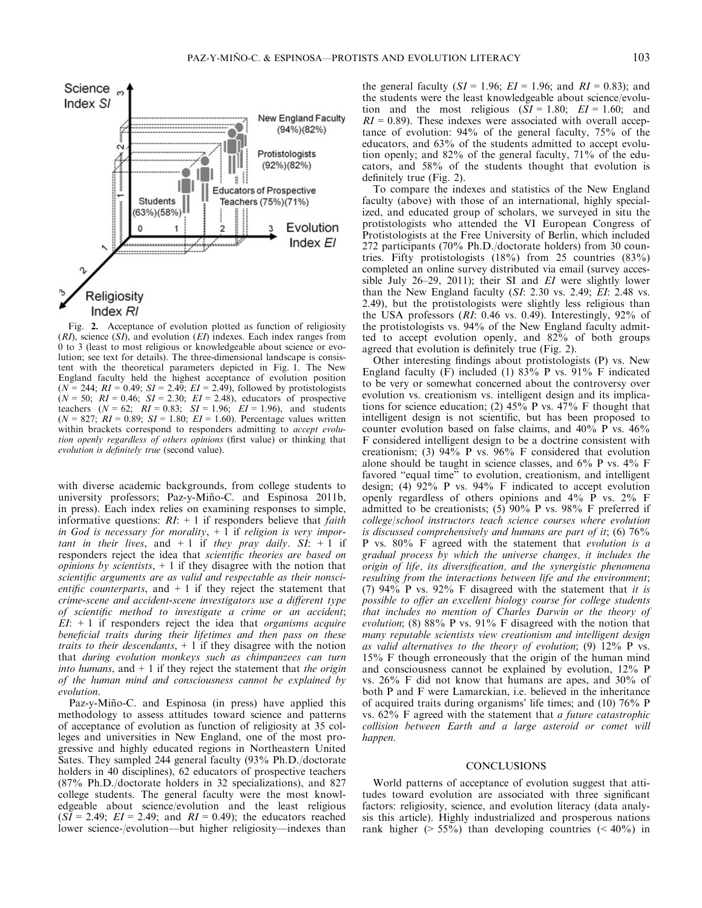Fig. 2. Acceptance of evolution plotted as function of religiosity (*RI*), science (*SI*), and evolution (*EI*) indexes. Each index ranges from 0 to 3 (least to most religious or knowledgeable about science or evolution; see text for details). The three-dimensional landscape is consistent with the theoretical parameters depicted in Fig. 1. The New England faculty held the highest acceptance of evolution position ($N$ = 244; *RI* = 0.49; *SI* = 2.49; *EI* = 2.49), followed by protistologists ($N$ = 50; *RI* = 0.46; *SI* = 2.30; *EI* = 2.48), educators of prospective teachers ($N$ = 62; *RI* = 0.83; *SI* = 1.96; *EI* = 1.96), and students ($N$ = 827; *RI* = 0.89; *SI* = 1.80; *EI* = 1.60). Percentage values written within brackets correspond to responders admitting to *accept evolution openly regardless of others opinions* (first value) or thinking that *evolution is definitely true* (second value).

with diverse academic backgrounds, from college students to university professors; Paz-y-Miño-C. and Espinosa 2011b, in press). Each index relies on examining responses to simple, informative questions: *RI*: + 1 if responders believe that *faith in God is necessary for morality*, + 1 if *religion is very important in their lives*, and + 1 if *they pray daily*. *SI*: + 1 if responders reject the idea that *scientific theories are based on opinions by scientists*, + 1 if they disagree with the notion that *scientific arguments are as valid and respectable as their nonscientific counterparts*, and + 1 if they reject the statement that *crime-scene and accident-scene investigators use a different type of scientific method to investigate a crime or an accident*; *EI*: + 1 if responders reject the idea that *organisms acquire beneficial traits during their lifetimes and then pass on these traits to their descendants*, + 1 if they disagree with the notion that *during evolution monkeys such as chimpanzees can turn into humans*, and + 1 if they reject the statement that *the origin of the human mind and consciousness cannot be explained by evolution*.

Paz-y-Miño-C. and Espinosa (in press) have applied this methodology to assess attitudes toward science and patterns of acceptance of evolution as function of religiosity at 35 colleges and universities in New England, one of the most progressive and highly educated regions in Northeastern United Sates. They sampled 244 general faculty (93% Ph.D./doctorate holders in 40 disciplines), 62 educators of prospective teachers (87% Ph.D./doctorate holders in 32 specializations), and 827 college students. The general faculty were the most knowledgeable about science/evolution and the least religious (*SI* = 2.49; *EI* = 2.49; and *RI* = 0.49); the educators reached lower science-/evolution—but higher religiosity—indexes than the general faculty (*SI* = 1.96; *EI* = 1.96; and *RI* = 0.83); and the students were the least knowledgeable about science/evolution and the most religious (*SI* = 1.80; *EI* = 1.60; and *RI* = 0.89). These indexes were associated with overall acceptance of evolution: 94% of the general faculty, 75% of the educators, and 63% of the students admitted to accept evolution openly; and 82% of the general faculty, 71% of the educators, and 58% of the students thought that evolution is definitely true (Fig. 2).

To compare the indexes and statistics of the New England faculty (above) with those of an international, highly specialized, and educated group of scholars, we surveyed in situ the protistologists who attended the VI European Congress of Protistologists at the Free University of Berlin, which included 272 participants (70% Ph.D./doctorate holders) from 30 countries. Fifty protistologists (18%) from 25 countries (83%) completed an online survey distributed via email (survey accessible July 26–29, 2011); their SI and *EI* were slightly lower than the New England faculty (*SI*: 2.30 vs. 2.49; *EI*: 2.48 vs. 2.49), but the protistologists were slightly less religious than the USA professors (*RI*: 0.46 vs. 0.49). Interestingly, 92% of the protistologists vs. 94% of the New England faculty admitted to accept evolution openly, and 82% of both groups agreed that evolution is definitely true (Fig. 2).

Other interesting findings about protistologists (P) vs. New England faculty (F) included (1) 83% P vs. 91% F indicated to be very or somewhat concerned about the controversy over evolution vs. creationism vs. intelligent design and its implications for science education; (2) 45% P vs. 47% F thought that intelligent design is not scientific, but has been proposed to counter evolution based on false claims, and 40% P vs. 46% F considered intelligent design to be a doctrine consistent with creationism; (3) 94% P vs. 96% F considered that evolution alone should be taught in science classes, and 6% P vs. 4% F favored "equal time" to evolution, creationism, and intelligent design; (4) 92% P vs. 94% F indicated to accept evolution openly regardless of others opinions and 4% P vs. 2% F admitted to be creationists; (5) 90% P vs. 98% F preferred if *college/school instructors teach science courses where evolution is discussed comprehensively and humans are part of it*; (6) 76% P vs. 80% F agreed with the statement that *evolution is a gradual process by which the universe changes, it includes the origin of life, its diversification, and the synergistic phenomena resulting from the interactions between life and the environment*; (7) 94% P vs. 92% F disagreed with the statement that *it is possible to offer an excellent biology course for college students that includes no mention of Charles Darwin or the theory of evolution*; (8) 88% P vs. 91% F disagreed with the notion that *many reputable scientists view creationism and intelligent design as valid alternatives to the theory of evolution*; (9) 12% P vs. 15% F though erroneously that the origin of the human mind and consciousness cannot be explained by evolution, 12% P vs. 26% F did not know that humans are apes, and 30% of both P and F were Lamarckian, i.e. believed in the inheritance of acquired traits during organisms' life times; and (10) 76% P vs. 62% F agreed with the statement that *a future catastrophic collision between Earth and a large asteroid or comet will happen*.

## CONCLUSIONS

World patterns of acceptance of evolution suggest that attitudes toward evolution are associated with three significant factors: religiosity, science, and evolution literacy (data analysis this article). Highly industrialized and prosperous nations rank higher (> 55%) than developing countries (< 40%) in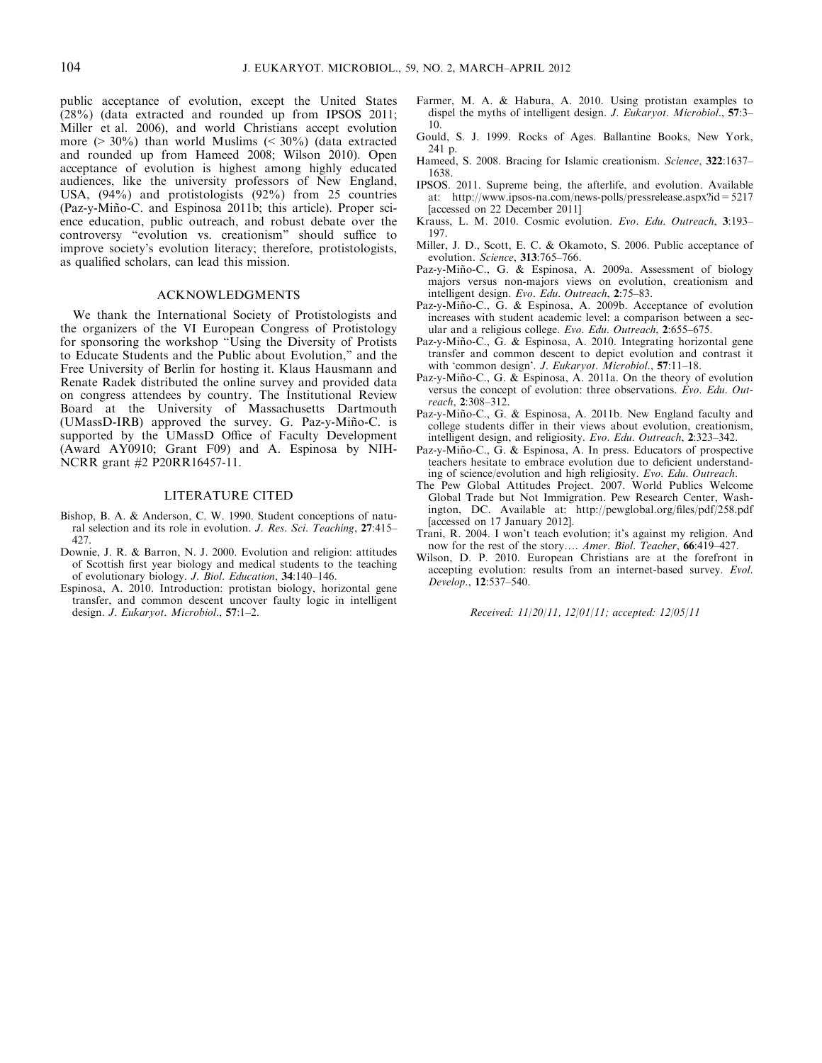public acceptance of evolution, except the United States (28%) (data extracted and rounded up from IPSOS 2011; Miller et al. 2006), and world Christians accept evolution more (> 30%) than world Muslims (< 30%) (data extracted and rounded up from Hameed 2008; Wilson 2010). Open acceptance of evolution is highest among highly educated audiences, like the university professors of New England, USA, (94%) and protistologists (92%) from 25 countries (Paz-y-Miño-C. and Espinosa 2011b; this article). Proper science education, public outreach, and robust debate over the controversy "evolution vs. creationism" should suffice to improve society's evolution literacy; therefore, protistologists, as qualified scholars, can lead this mission.

## ACKNOWLEDGMENTS

We thank the International Society of Protistologists and the organizers of the VI European Congress of Protistology for sponsoring the workshop "Using the Diversity of Protists to Educate Students and the Public about Evolution," and the Free University of Berlin for hosting it. Klaus Hausmann and Renate Radek distributed the online survey and provided data on congress attendees by country. The Institutional Review Board at the University of Massachusetts Dartmouth (UMassD-IRB) approved the survey. G. Paz-y-Miño-C. is supported by the UMassD Office of Faculty Development (Award AY0910; Grant F09) and A. Espinosa by NIH-NCRR grant #2 P20RR16457-11.

## LITERATURE CITED

Bishop, B. A. & Anderson, C. W. 1990. Student conceptions of natural selection and its role in evolution. *J. Res. Sci. Teaching*, **27**:415–427.

Downie, J. R. & Barron, N. J. 2000. Evolution and religion: attitudes of Scottish first year biology and medical students to the teaching of evolutionary biology. *J. Biol. Education*, **34**:140–146.

Espinosa, A. 2010. Introduction: protistan biology, horizontal gene transfer, and common descent uncover faulty logic in intelligent design. *J. Eukaryot. Microbiol.*, **57**:1–2.

Farmer, M. A. & Habura, A. 2010. Using protistan examples to dispel the myths of intelligent design. *J. Eukaryot. Microbiol.*, **57**:3–10.

Gould, S. J. 1999. Rocks of Ages. Ballantine Books, New York, 241 p.

Hameed, S. 2008. Bracing for Islamic creationism. *Science*, **322**:1637–1638.

IPSOS. 2011. Supreme being, the afterlife, and evolution. Available at: http://www.ipsos-na.com/news-polls/pressrelease.aspx?id = 5217 [accessed on 22 December 2011]

Krauss, L. M. 2010. Cosmic evolution. *Evo. Edu. Outreach*, **3**:193–197.

Miller, J. D., Scott, E. C. & Okamoto, S. 2006. Public acceptance of evolution. *Science*, **313**:765–766.

Paz-y-Miño-C., G. & Espinosa, A. 2009a. Assessment of biology majors versus non-majors views on evolution, creationism and intelligent design. *Evo. Edu. Outreach*, **2**:75–83.

Paz-y-Miño-C., G. & Espinosa, A. 2009b. Acceptance of evolution increases with student academic level: a comparison between a secular and a religious college. *Evo. Edu. Outreach*, **2**:655–675.

Paz-y-Miño-C., G. & Espinosa, A. 2010. Integrating horizontal gene transfer and common descent to depict evolution and contrast it with 'common design'. *J. Eukaryot. Microbiol.*, **57**:11–18.

Paz-y-Miño-C., G. & Espinosa, A. 2011a. On the theory of evolution versus the concept of evolution: three observations. *Evo. Edu. Outreach*, **2**:308–312.

Paz-y-Miño-C., G. & Espinosa, A. 2011b. New England faculty and college students differ in their views about evolution, creationism, intelligent design, and religiosity. *Evo. Edu. Outreach*, **2**:323–342.

Paz-y-Miño-C., G. & Espinosa, A. In press. Educators of prospective teachers hesitate to embrace evolution due to deficient understanding of science/evolution and high religiosity. *Evo. Edu. Outreach*.

The Pew Global Attitudes Project. 2007. World Publics Welcome Global Trade but Not Immigration. Pew Research Center, Washington, DC. Available at: http://pewglobal.org/files/pdf/258.pdf [accessed on 17 January 2012].

Trani, R. 2004. I won't teach evolution; it's against my religion. And now for the rest of the story…. *Amer. Biol. Teacher*, **66**:419–427.

Wilson, D. P. 2010. European Christians are at the forefront in accepting evolution: results from an internet-based survey. *Evol. Develop.*, **12**:537–540.

*Received: 11/20/11, 12/01/11; accepted: 12/05/11*